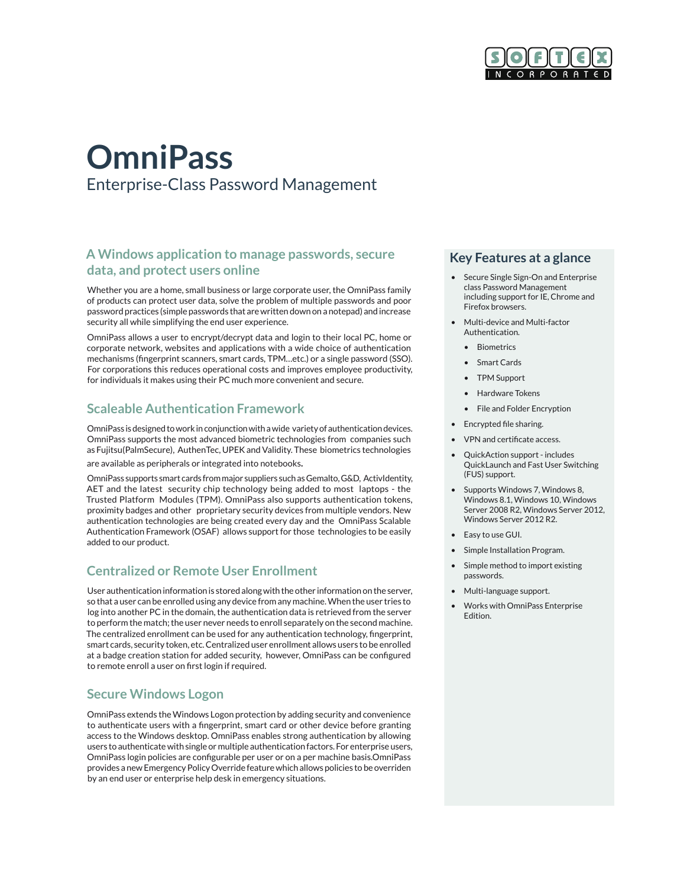# OmniPass

Enterprise-Class Password Management

## A Windows application to manage passwords, secure data, and protect users online

Whether you are a home, small business or large corporate user, the OmniPass family of products can protect user data, solve the problem of multiple passwords and poor password practices (simple passwords that are written down on a notepad) and increase security all while simplifying the end user experience.

OmniPass allows a user to encrypt/decrypt data and login to their local PC, home or corporate network, websites and applications with a wide choice of authentication mechanisms (fingerprint scanners, smart cards, TPM...etc.) or a single password (SSO). For corporations this reduces operational costs and improves employee productivity, for individuals it makes using their PC much more convenient and secure.

## Scaleable Authentication Framework

OmniPass is designed to work in conjunction with a wide variety of authentication devices. OmniPass supports the most advanced biometric technologies from companies such as Fujitsu(PalmSecure), AuthenTec, UPEK and Validity. These biometrics technologies are available as peripherals or integrated into notebooks.

OmniPass supports smart cards from major suppliers such as Gemalto, G&D, ActivIdentity, AET and the latest security chip technology being added to most laptops - the Trusted Platform Modules (TPM). OmniPass also supports authentication tokens, proximity badges and other proprietary security devices from multiple vendors. New authentication technologies are being created every day and the OmniPass Scalable Authentication Framework (OSAF) allows support for those technologies to be easily added to our product.

## Centralized or Remote User Enrollment

User authentication information is stored along with the other information on the server, so that a user can be enrolled using any device from any machine. When the user tries to log into another PC in the domain, the authentication data is retrieved from the server to perform the match; the user never needs to enroll separately on the second machine. The centralized enrollment can be used for any authentication technology, fingerprint, smart cards, security token, etc. Centralized user enrollment allows users to be enrolled at a badge creation station for added security, however, OmniPass can be configured to remote enroll a user on first login if required.

## Secure Windows Logon

OmniPass extends the Windows Logon protection by adding security and convenience to authenticate users with a fingerprint, smart card or other device before granting access to the Windows desktop. OmniPass enables strong authentication by allowing users to authenticate with single or multiple authentication factors. For enterprise users, OmniPass login policies are configurable per user or on a per machine basis.OmniPass provides a new Emergency Policy Override feature which allows policies to be overriden by an end user or enterprise help desk in emergency situations.

## Key Features at a glance

- Secure Single Sign-On and Enterprise class Password Management including support for IE, Chrome and Firefox browsers.
- Multi-device and Multi-factor Authentication.
  - Biometrics
  - Smart Cards
  - TPM Support
  - Hardware Tokens
  - File and Folder Encryption
- Encrypted file sharing.
- VPN and certificate access.
- QuickAction support - includes QuickLaunch and Fast User Switching (FUS) support.
- Supports Windows 7, Windows 8, Windows 8.1, Windows 10, Windows Server 2008 R2, Windows Server 2012, Windows Server 2012 R2.
- Easy to use GUI.
- Simple Installation Program.
- Simple method to import existing passwords.
- Multi-language support.
- Works with OmniPass Enterprise Edition.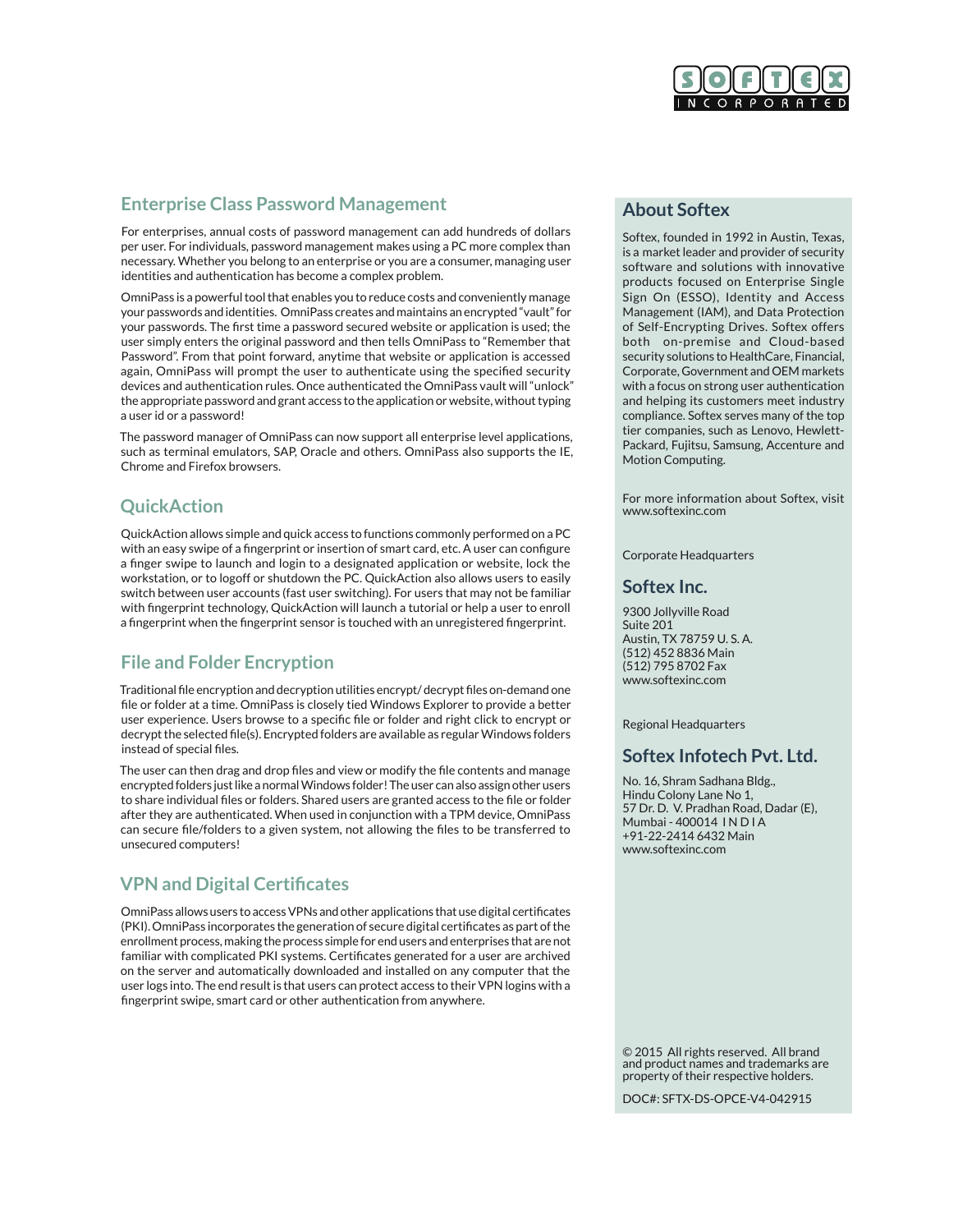## Enterprise Class Password Management

For enterprises, annual costs of password management can add hundreds of dollars per user. For individuals, password management makes using a PC more complex than necessary. Whether you belong to an enterprise or you are a consumer, managing user identities and authentication has become a complex problem.

OmniPass is a powerful tool that enables you to reduce costs and conveniently manage your passwords and identities. OmniPass creates and maintains an encrypted "vault" for your passwords. The first time a password secured website or application is used; the user simply enters the original password and then tells OmniPass to "Remember that Password". From that point forward, anytime that website or application is accessed again, OmniPass will prompt the user to authenticate using the specified security devices and authentication rules. Once authenticated the OmniPass vault will "unlock" the appropriate password and grant access to the application or website, without typing a user id or a password!

The password manager of OmniPass can now support all enterprise level applications, such as terminal emulators, SAP, Oracle and others. OmniPass also supports the IE, Chrome and Firefox browsers.

## QuickAction

QuickAction allows simple and quick access to functions commonly performed on a PC with an easy swipe of a fingerprint or insertion of smart card, etc. A user can configure a finger swipe to launch and login to a designated application or website, lock the workstation, or to logoff or shutdown the PC. QuickAction also allows users to easily switch between user accounts (fast user switching). For users that may not be familiar with fingerprint technology, QuickAction will launch a tutorial or help a user to enroll a fingerprint when the fingerprint sensor is touched with an unregistered fingerprint.

## File and Folder Encryption

Traditional file encryption and decryption utilities encrypt/ decrypt files on-demand one file or folder at a time. OmniPass is closely tied Windows Explorer to provide a better user experience. Users browse to a specific file or folder and right click to encrypt or decrypt the selected file(s). Encrypted folders are available as regular Windows folders instead of special files.

The user can then drag and drop files and view or modify the file contents and manage encrypted folders just like a normal Windows folder! The user can also assign other users to share individual files or folders. Shared users are granted access to the file or folder after they are authenticated. When used in conjunction with a TPM device, OmniPass can secure file/folders to a given system, not allowing the files to be transferred to unsecured computers!

## VPN and Digital Certificates

OmniPass allows users to access VPNs and other applications that use digital certificates (PKI). OmniPass incorporates the generation of secure digital certificates as part of the enrollment process, making the process simple for end users and enterprises that are not familiar with complicated PKI systems. Certificates generated for a user are archived on the server and automatically downloaded and installed on any computer that the user logs into. The end result is that users can protect access to their VPN logins with a fingerprint swipe, smart card or other authentication from anywhere.

## About Softex

Softex, founded in 1992 in Austin, Texas, is a market leader and provider of security software and solutions with innovative products focused on Enterprise Single Sign On (ESSO), Identity and Access Management (IAM), and Data Protection of Self-Encrypting Drives. Softex offers both on-premise and Cloud-based security solutions to HealthCare, Financial, Corporate, Government and OEM markets with a focus on strong user authentication and helping its customers meet industry compliance. Softex serves many of the top tier companies, such as Lenovo, Hewlett-Packard, Fujitsu, Samsung, Accenture and Motion Computing.

For more information about Softex, visit www.softexinc.com

Corporate Headquarters

### Softex Inc.

9300 Jollyville Road
Suite 201
Austin, TX 78759 U. S. A.
(512) 452 8836 Main
(512) 795 8702 Fax
www.softexinc.com

Regional Headquarters

### Softex Infotech Pvt. Ltd.

No. 16, Shram Sadhana Bldg.,
Hindu Colony Lane No 1,
57 Dr. D. V. Pradhan Road, Dadar (E),
Mumbai - 400014 I N D I A
+91-22-2414 6432 Main
www.softexinc.com

© 2015 All rights reserved. All brand and product names and trademarks are property of their respective holders.

DOC#: SFTX-DS-OPCE-V4-042915